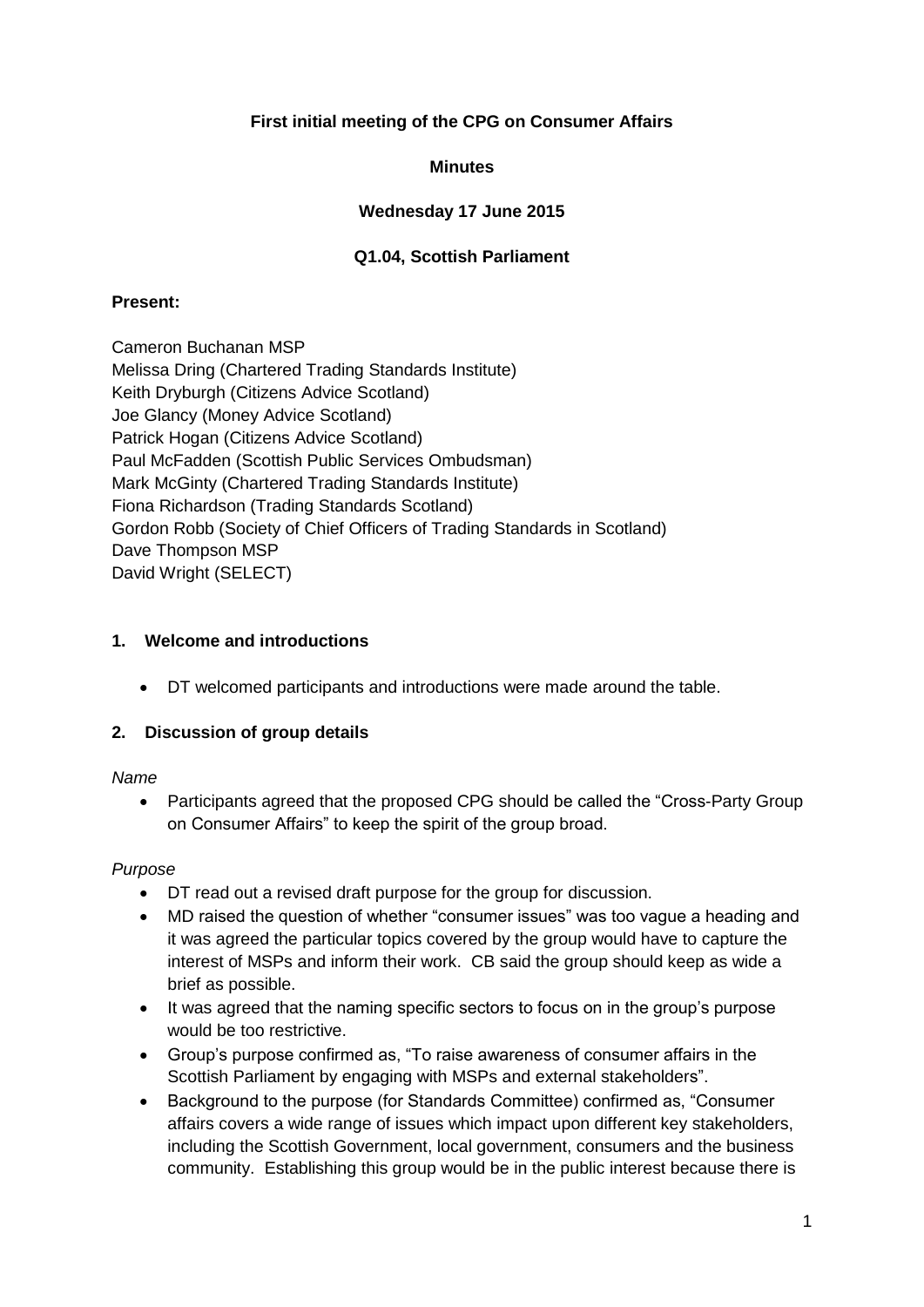**First initial meeting of the CPG on Consumer Affairs**

**Minutes**

**Wednesday 17 June 2015**

**Q1.04, Scottish Parliament**

**Present:**

Cameron Buchanan MSP
Melissa Dring (Chartered Trading Standards Institute)
Keith Dryburgh (Citizens Advice Scotland)
Joe Glancy (Money Advice Scotland)
Patrick Hogan (Citizens Advice Scotland)
Paul McFadden (Scottish Public Services Ombudsman)
Mark McGinty (Chartered Trading Standards Institute)
Fiona Richardson (Trading Standards Scotland)
Gordon Robb (Society of Chief Officers of Trading Standards in Scotland)
Dave Thompson MSP
David Wright (SELECT)

## 1. Welcome and introductions

- DT welcomed participants and introductions were made around the table.

## 2. Discussion of group details

*Name*

- Participants agreed that the proposed CPG should be called the "Cross-Party Group on Consumer Affairs" to keep the spirit of the group broad.

*Purpose*

- DT read out a revised draft purpose for the group for discussion.
- MD raised the question of whether "consumer issues" was too vague a heading and it was agreed the particular topics covered by the group would have to capture the interest of MSPs and inform their work. CB said the group should keep as wide a brief as possible.
- It was agreed that the naming specific sectors to focus on in the group's purpose would be too restrictive.
- Group's purpose confirmed as, "To raise awareness of consumer affairs in the Scottish Parliament by engaging with MSPs and external stakeholders".
- Background to the purpose (for Standards Committee) confirmed as, "Consumer affairs covers a wide range of issues which impact upon different key stakeholders, including the Scottish Government, local government, consumers and the business community. Establishing this group would be in the public interest because there is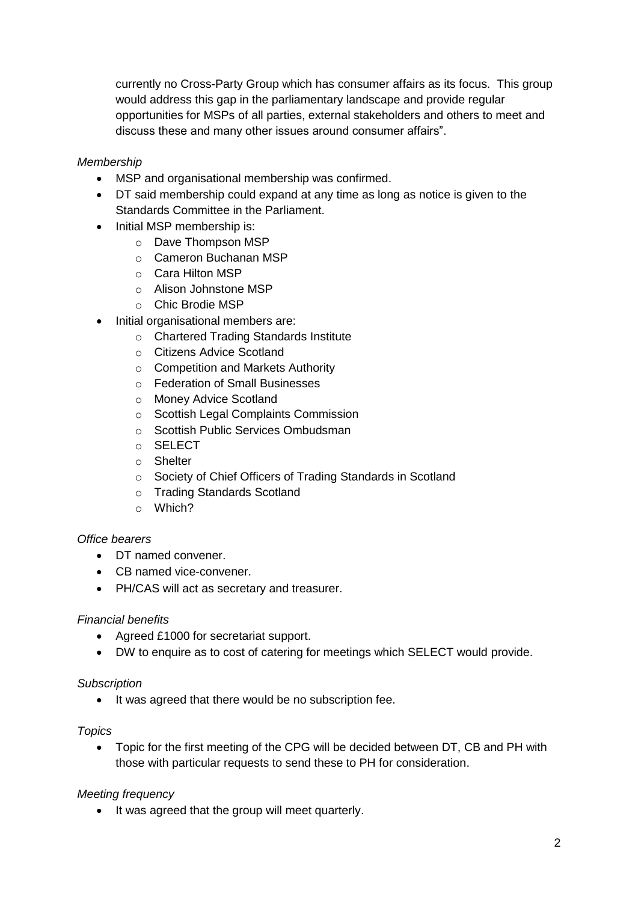currently no Cross-Party Group which has consumer affairs as its focus. This group would address this gap in the parliamentary landscape and provide regular opportunities for MSPs of all parties, external stakeholders and others to meet and discuss these and many other issues around consumer affairs".

*Membership*

- MSP and organisational membership was confirmed.
- DT said membership could expand at any time as long as notice is given to the Standards Committee in the Parliament.
- Initial MSP membership is:
  - Dave Thompson MSP
  - Cameron Buchanan MSP
  - Cara Hilton MSP
  - Alison Johnstone MSP
  - Chic Brodie MSP
- Initial organisational members are:
  - Chartered Trading Standards Institute
  - Citizens Advice Scotland
  - Competition and Markets Authority
  - Federation of Small Businesses
  - Money Advice Scotland
  - Scottish Legal Complaints Commission
  - Scottish Public Services Ombudsman
  - SELECT
  - Shelter
  - Society of Chief Officers of Trading Standards in Scotland
  - Trading Standards Scotland
  - Which?

*Office bearers*

- DT named convener.
- CB named vice-convener.
- PH/CAS will act as secretary and treasurer.

*Financial benefits*

- Agreed £1000 for secretariat support.
- DW to enquire as to cost of catering for meetings which SELECT would provide.

*Subscription*

- It was agreed that there would be no subscription fee.

*Topics*

- Topic for the first meeting of the CPG will be decided between DT, CB and PH with those with particular requests to send these to PH for consideration.

*Meeting frequency*

- It was agreed that the group will meet quarterly.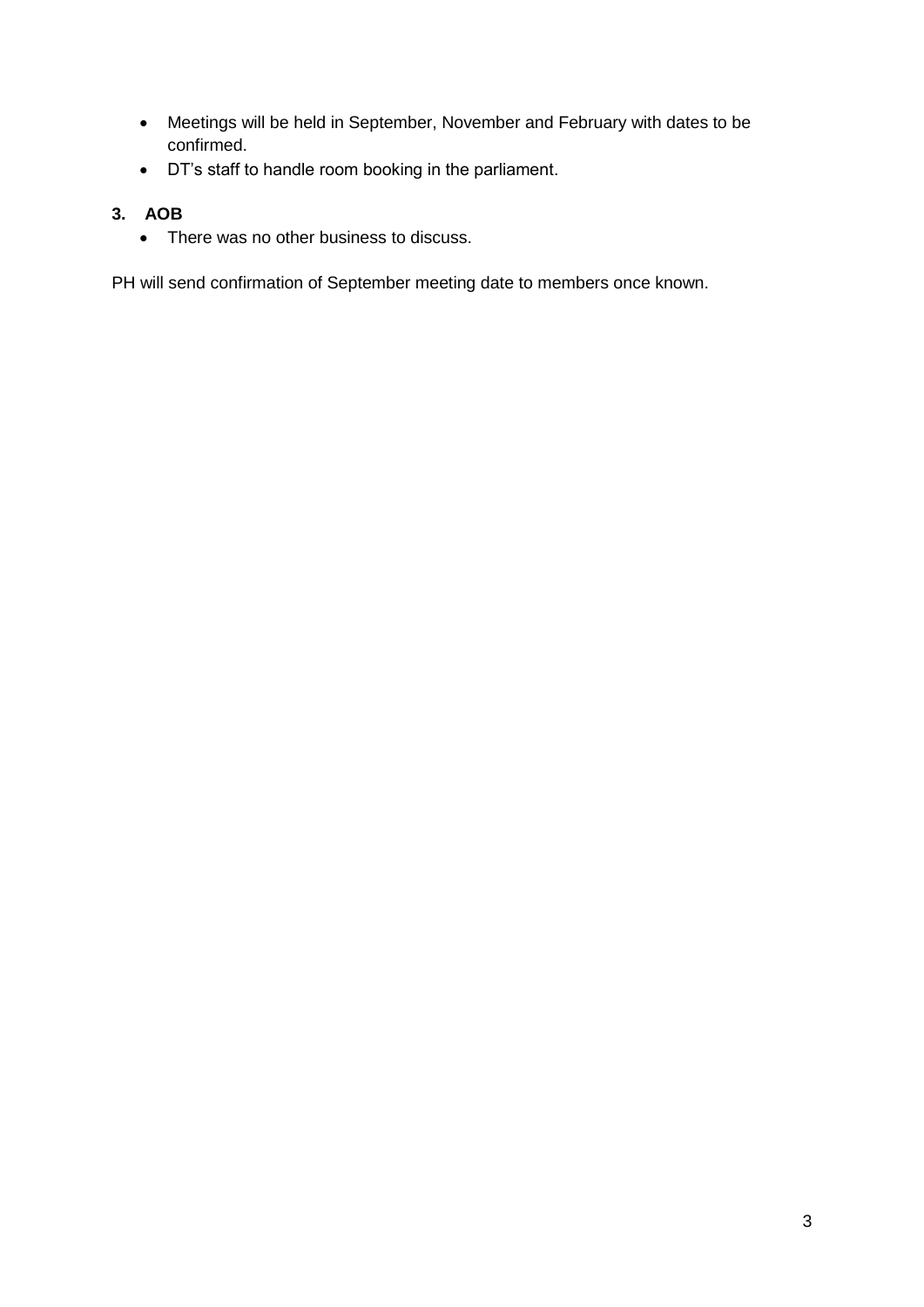- Meetings will be held in September, November and February with dates to be confirmed.
- DT's staff to handle room booking in the parliament.

**3. AOB**

- There was no other business to discuss.

PH will send confirmation of September meeting date to members once known.